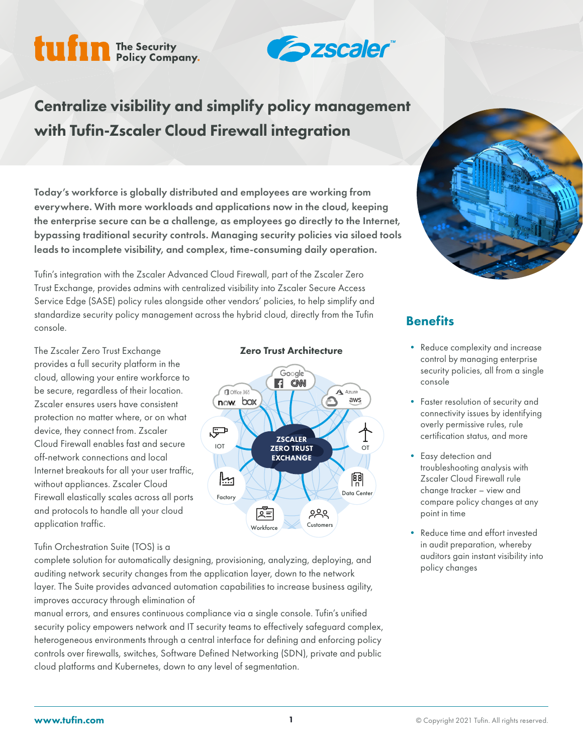# Centralize visibility and simplify policy management with Tufin-Zscaler Cloud Firewall integration

**Today's workforce is globally distributed and employees are working from everywhere. With more workloads and applications now in the cloud, keeping the enterprise secure can be a challenge, as employees go directly to the Internet, bypassing traditional security controls. Managing security policies via siloed tools leads to incomplete visibility, and complex, time-consuming daily operation.**

Tufin's integration with the Zscaler Advanced Cloud Firewall, part of the Zscaler Zero Trust Exchange, provides admins with centralized visibility into Zscaler Secure Access Service Edge (SASE) policy rules alongside other vendors' policies, to help simplify and standardize security policy management across the hybrid cloud, directly from the Tufin console.

The Zscaler Zero Trust Exchange provides a full security platform in the cloud, allowing your entire workforce to be secure, regardless of their location. Zscaler ensures users have consistent protection no matter where, or on what device, they connect from. Zscaler Cloud Firewall enables fast and secure off-network connections and local Internet breakouts for all your user traffic, without appliances. Zscaler Cloud Firewall elastically scales across all ports and protocols to handle all your cloud application traffic.

**Zero Trust Architecture**

Tufin Orchestration Suite (TOS) is a complete solution for automatically designing, provisioning, analyzing, deploying, and auditing network security changes from the application layer, down to the network layer. The Suite provides advanced automation capabilities to increase business agility, improves accuracy through elimination of manual errors, and ensures continuous compliance via a single console. Tufin's unified security policy empowers network and IT security teams to effectively safeguard complex, heterogeneous environments through a central interface for defining and enforcing policy controls over firewalls, switches, Software Defined Networking (SDN), private and public cloud platforms and Kubernetes, down to any level of segmentation.

## Benefits

- Reduce complexity and increase control by managing enterprise security policies, all from a single console
- Faster resolution of security and connectivity issues by identifying overly permissive rules, rule certification status, and more
- Easy detection and troubleshooting analysis with Zscaler Cloud Firewall rule change tracker – view and compare policy changes at any point in time
- Reduce time and effort invested in audit preparation, whereby auditors gain instant visibility into policy changes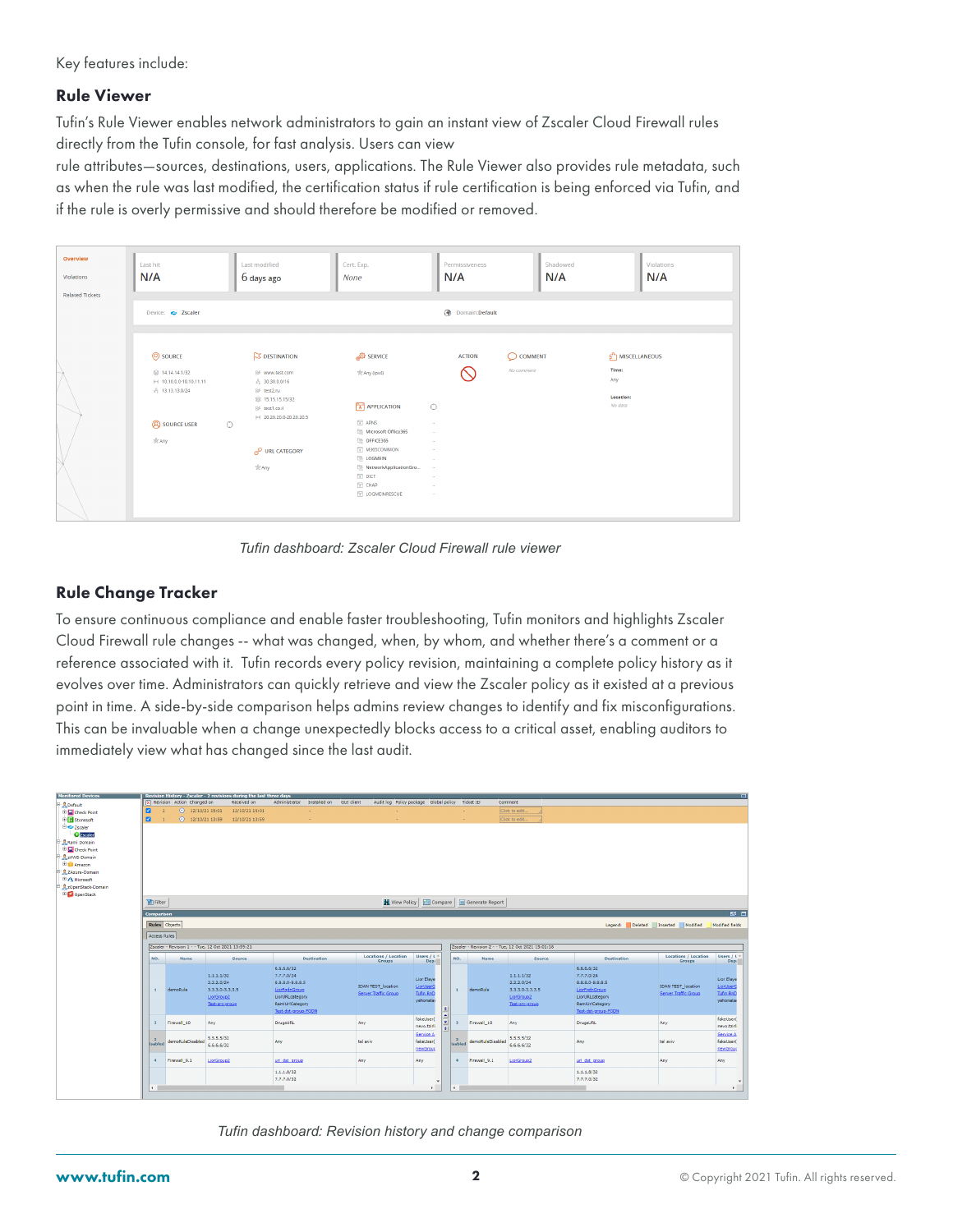Key features include:

### Rule Viewer

Tufin's Rule Viewer enables network administrators to gain an instant view of Zscaler Cloud Firewall rules directly from the Tufin console, for fast analysis. Users can view
rule attributes—sources, destinations, users, applications. The Rule Viewer also provides rule metadata, such as when the rule was last modified, the certification status if rule certification is being enforced via Tufin, and if the rule is overly permissive and should therefore be modified or removed.

*Tufin dashboard: Zscaler Cloud Firewall rule viewer*

### Rule Change Tracker

To ensure continuous compliance and enable faster troubleshooting, Tufin monitors and highlights Zscaler Cloud Firewall rule changes -- what was changed, when, by whom, and whether there's a comment or a reference associated with it. Tufin records every policy revision, maintaining a complete policy history as it evolves over time. Administrators can quickly retrieve and view the Zscaler policy as it existed at a previous point in time. A side-by-side comparison helps admins review changes to identify and fix misconfigurations. This can be invaluable when a change unexpectedly blocks access to a critical asset, enabling auditors to immediately view what has changed since the last audit.

*Tufin dashboard: Revision history and change comparison*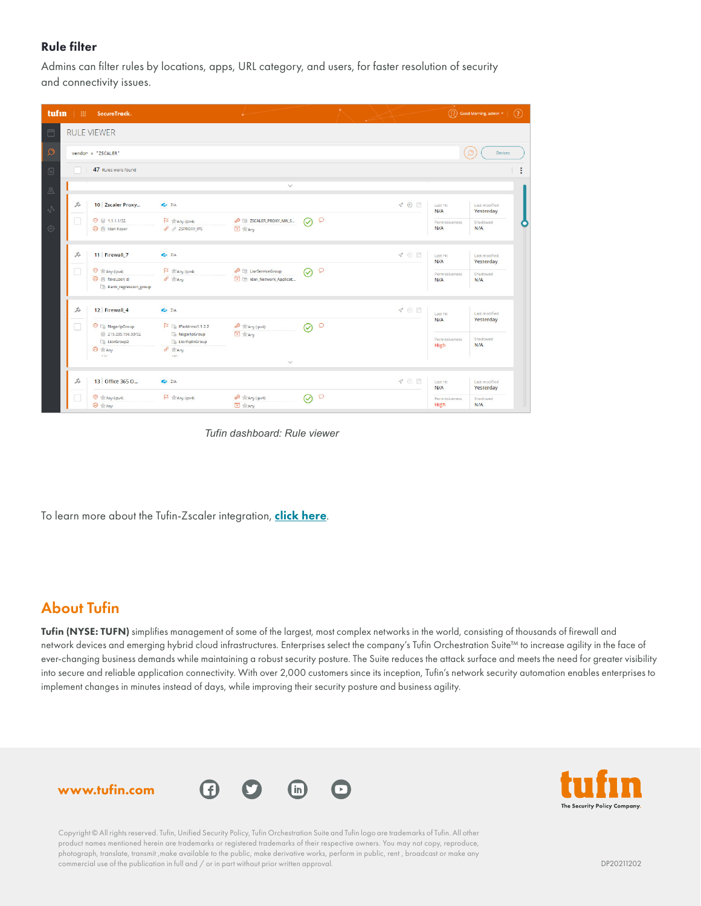### Rule filter

Admins can filter rules by locations, apps, URL category, and users, for faster resolution of security and connectivity issues.

*Tufin dashboard: Rule viewer*

To learn more about the Tufin-Zscaler integration, **click here**.

## About Tufin

**Tufin (NYSE: TUFN)** simplifies management of some of the largest, most complex networks in the world, consisting of thousands of firewall and network devices and emerging hybrid cloud infrastructures. Enterprises select the company's Tufin Orchestration Suite™ to increase agility in the face of ever-changing business demands while maintaining a robust security posture. The Suite reduces the attack surface and meets the need for greater visibility into secure and reliable application connectivity. With over 2,000 customers since its inception, Tufin's network security automation enables enterprises to implement changes in minutes instead of days, while improving their security posture and business agility.

**www.tufin.com**

tufin
The Security Policy Company.

Copyright © All rights reserved. Tufin, Unified Security Policy, Tufin Orchestration Suite and Tufin logo are trademarks of Tufin. All other product names mentioned herein are trademarks or registered trademarks of their respective owners. You may not copy, reproduce, photograph, translate, transmit ,make available to the public, make derivative works, perform in public, rent , broadcast or make any commercial use of the publication in full and / or in part without prior written approval.

DP20211202